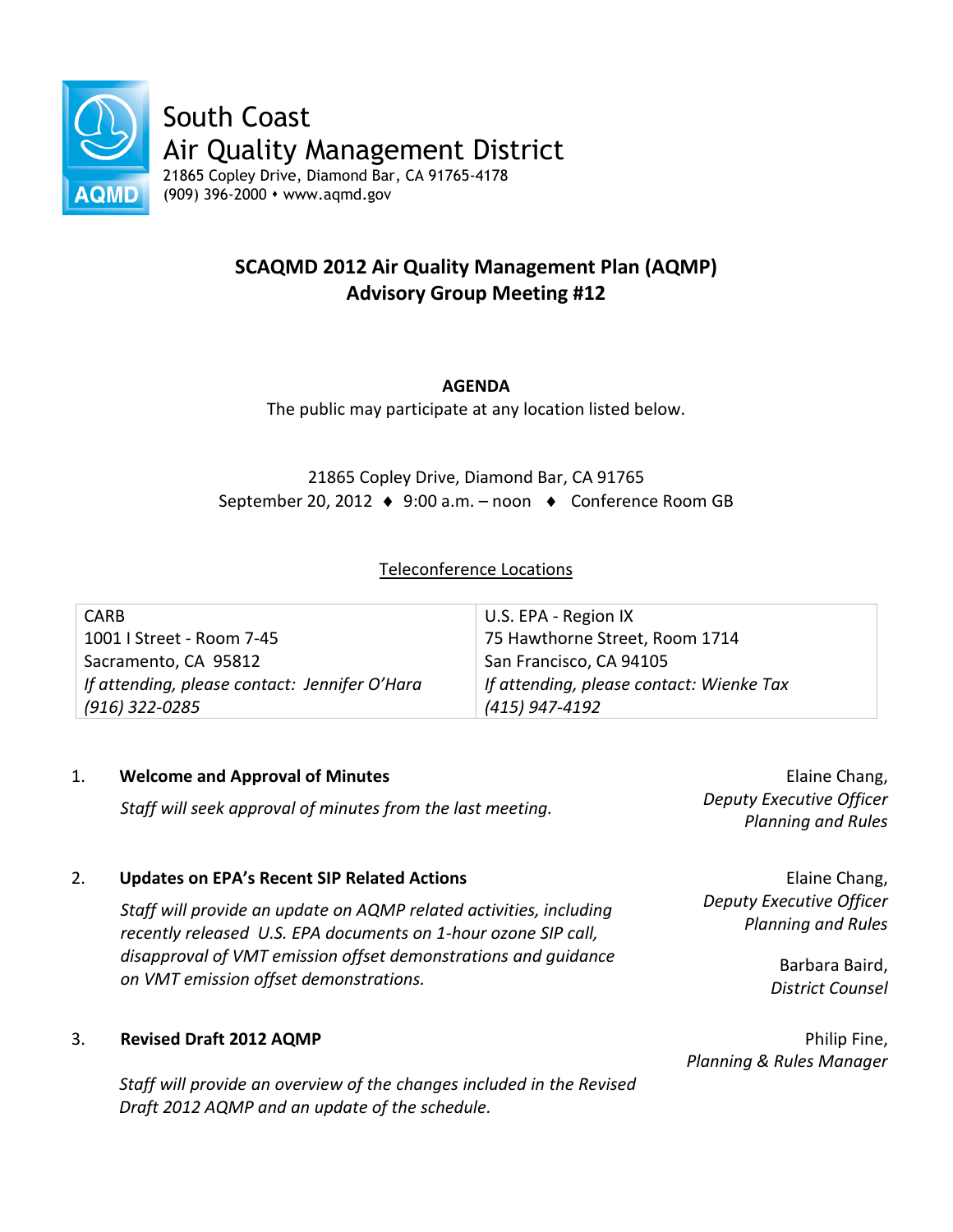South Coast
Air Quality Management District
21865 Copley Drive, Diamond Bar, CA 91765-4178
(909) 396-2000 • www.aqmd.gov

# SCAQMD 2012 Air Quality Management Plan (AQMP)
# Advisory Group Meeting #12

**AGENDA**

The public may participate at any location listed below.

21865 Copley Drive, Diamond Bar, CA 91765
September 20, 2012 ♦ 9:00 a.m. – noon ♦ Conference Room GB

Teleconference Locations

| CARB | U.S. EPA - Region IX |
|---|---|
| 1001 I Street - Room 7-45 | 75 Hawthorne Street, Room 1714 |
| Sacramento, CA 95812 | San Francisco, CA 94105 |
| *If attending, please contact: Jennifer O'Hara* | *If attending, please contact: Wienke Tax* |
| *(916) 322-0285* | *(415) 947-4192* |

1. **Welcome and Approval of Minutes** — Elaine Chang, *Deputy Executive Officer Planning and Rules*

   *Staff will seek approval of minutes from the last meeting.*

2. **Updates on EPA's Recent SIP Related Actions** — Elaine Chang, *Deputy Executive Officer Planning and Rules*; Barbara Baird, *District Counsel*

   *Staff will provide an update on AQMP related activities, including recently released U.S. EPA documents on 1-hour ozone SIP call, disapproval of VMT emission offset demonstrations and guidance on VMT emission offset demonstrations.*

3. **Revised Draft 2012 AQMP** — Philip Fine, *Planning & Rules Manager*

   *Staff will provide an overview of the changes included in the Revised Draft 2012 AQMP and an update of the schedule.*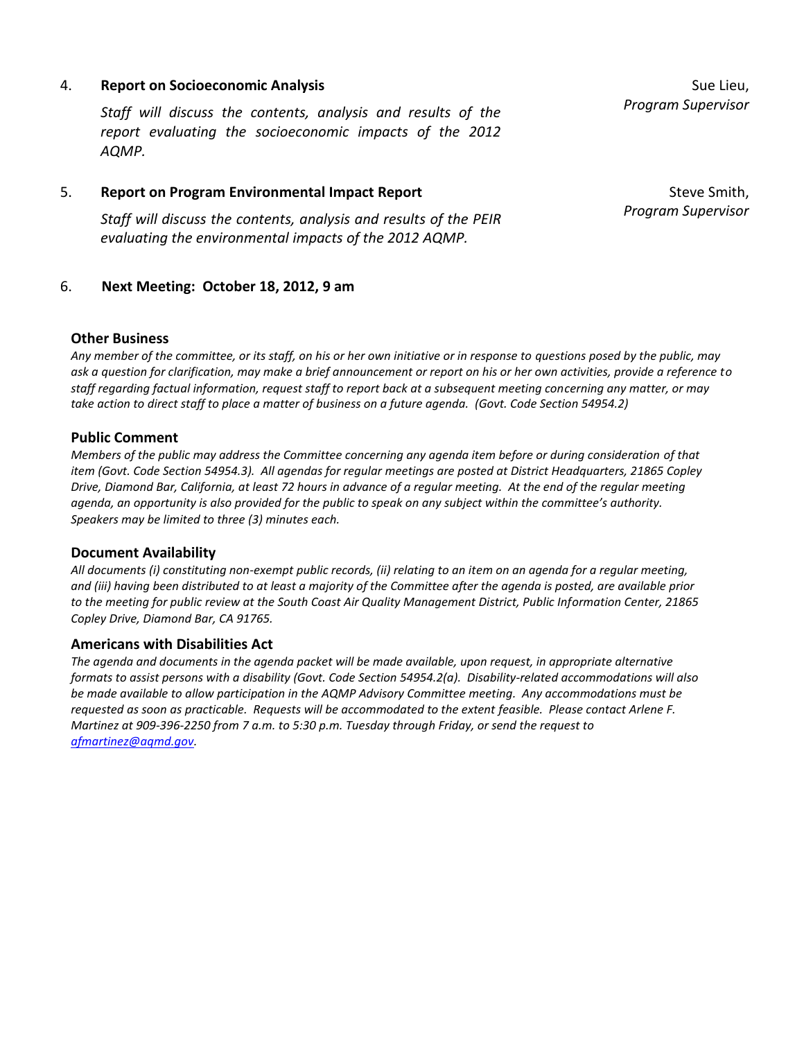4. **Report on Socioeconomic Analysis** — Sue Lieu, *Program Supervisor*

   *Staff will discuss the contents, analysis and results of the report evaluating the socioeconomic impacts of the 2012 AQMP.*

5. **Report on Program Environmental Impact Report** — Steve Smith, *Program Supervisor*

   *Staff will discuss the contents, analysis and results of the PEIR evaluating the environmental impacts of the 2012 AQMP.*

6. **Next Meeting: October 18, 2012, 9 am**

### Other Business

*Any member of the committee, or its staff, on his or her own initiative or in response to questions posed by the public, may ask a question for clarification, may make a brief announcement or report on his or her own activities, provide a reference to staff regarding factual information, request staff to report back at a subsequent meeting concerning any matter, or may take action to direct staff to place a matter of business on a future agenda. (Govt. Code Section 54954.2)*

### Public Comment

*Members of the public may address the Committee concerning any agenda item before or during consideration of that item (Govt. Code Section 54954.3). All agendas for regular meetings are posted at District Headquarters, 21865 Copley Drive, Diamond Bar, California, at least 72 hours in advance of a regular meeting. At the end of the regular meeting agenda, an opportunity is also provided for the public to speak on any subject within the committee's authority. Speakers may be limited to three (3) minutes each.*

### Document Availability

*All documents (i) constituting non-exempt public records, (ii) relating to an item on an agenda for a regular meeting, and (iii) having been distributed to at least a majority of the Committee after the agenda is posted, are available prior to the meeting for public review at the South Coast Air Quality Management District, Public Information Center, 21865 Copley Drive, Diamond Bar, CA 91765.*

### Americans with Disabilities Act

*The agenda and documents in the agenda packet will be made available, upon request, in appropriate alternative formats to assist persons with a disability (Govt. Code Section 54954.2(a). Disability-related accommodations will also be made available to allow participation in the AQMP Advisory Committee meeting. Any accommodations must be requested as soon as practicable. Requests will be accommodated to the extent feasible. Please contact Arlene F. Martinez at 909-396-2250 from 7 a.m. to 5:30 p.m. Tuesday through Friday, or send the request to [afmartinez@aqmd.gov](mailto:afmartinez@aqmd.gov).*